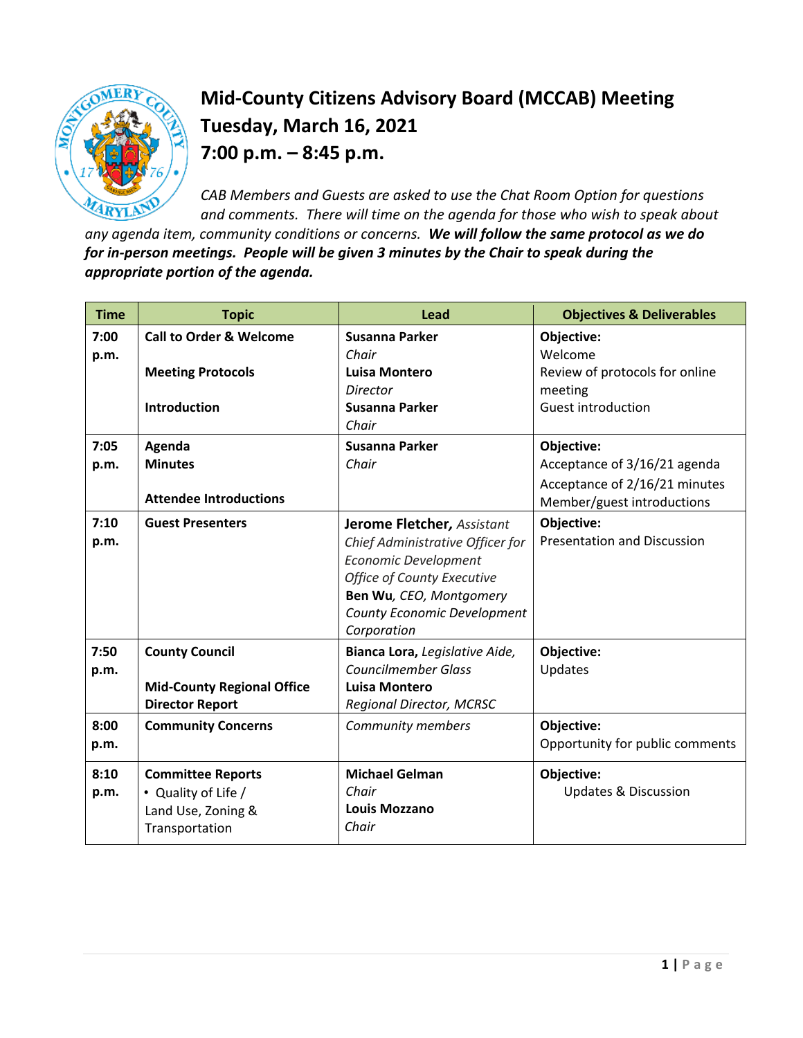# Mid-County Citizens Advisory Board (MCCAB) Meeting
# Tuesday, March 16, 2021
# 7:00 p.m. – 8:45 p.m.

*CAB Members and Guests are asked to use the Chat Room Option for questions and comments. There will time on the agenda for those who wish to speak about any agenda item, community conditions or concerns.* ***We will follow the same protocol as we do for in-person meetings. People will be given 3 minutes by the Chair to speak during the appropriate portion of the agenda.***

| Time | Topic | Lead | Objectives & Deliverables |
|---|---|---|---|
| 7:00 p.m. | **Call to Order & Welcome**<br><br>**Meeting Protocols**<br><br>**Introduction** | **Susanna Parker**<br>*Chair*<br>**Luisa Montero**<br>*Director*<br>**Susanna Parker**<br>*Chair* | **Objective:**<br>Welcome<br>Review of protocols for online meeting<br>Guest introduction |
| 7:05 p.m. | **Agenda**<br>**Minutes**<br><br>**Attendee Introductions** | **Susanna Parker**<br>*Chair* | **Objective:**<br>Acceptance of 3/16/21 agenda<br>Acceptance of 2/16/21 minutes<br>Member/guest introductions |
| 7:10 p.m. | **Guest Presenters** | **Jerome Fletcher,** *Assistant Chief Administrative Officer for Economic Development Office of County Executive*<br>**Ben Wu**, *CEO, Montgomery County Economic Development Corporation* | **Objective:**<br>Presentation and Discussion |
| 7:50 p.m. | **County Council**<br><br>**Mid-County Regional Office Director Report** | **Bianca Lora,** *Legislative Aide, Councilmember Glass*<br>**Luisa Montero**<br>*Regional Director, MCRSC* | **Objective:**<br>Updates |
| 8:00 p.m. | **Community Concerns** | *Community members* | **Objective:**<br>Opportunity for public comments |
| 8:10 p.m. | **Committee Reports**<br>• Quality of Life / Land Use, Zoning & Transportation | **Michael Gelman**<br>*Chair*<br>**Louis Mozzano**<br>*Chair* | **Objective:**<br>Updates & Discussion |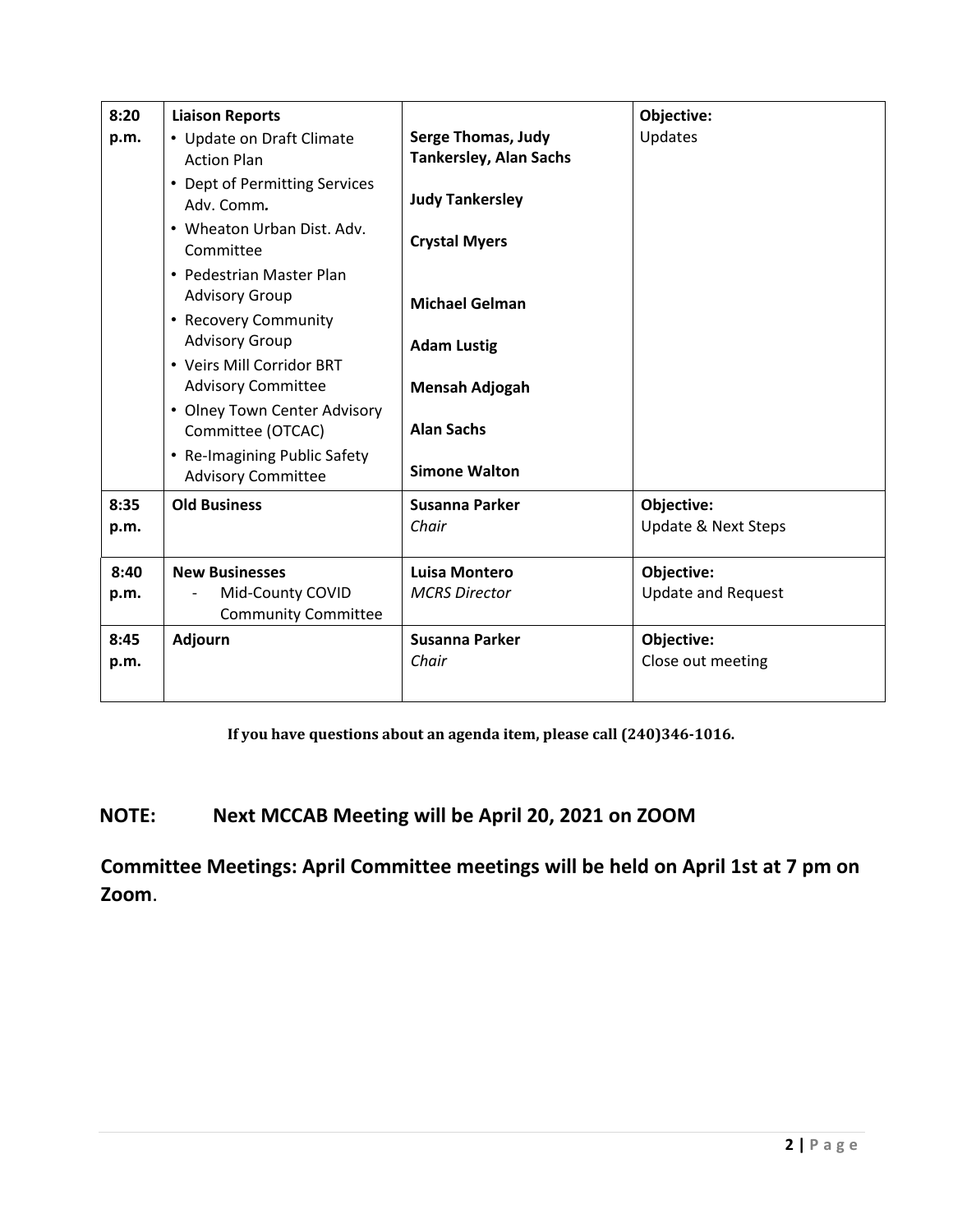| | | | |
|---|---|---|---|
| 8:20 p.m. | **Liaison Reports**<br>• Update on Draft Climate Action Plan<br>• Dept of Permitting Services Adv. Comm.<br>• Wheaton Urban Dist. Adv. Committee<br>• Pedestrian Master Plan Advisory Group<br>• Recovery Community Advisory Group<br>• Veirs Mill Corridor BRT Advisory Committee<br>• Olney Town Center Advisory Committee (OTCAC)<br>• Re-Imagining Public Safety Advisory Committee | **Serge Thomas, Judy Tankersley, Alan Sachs**<br>**Judy Tankersley**<br>**Crystal Myers**<br>**Michael Gelman**<br>**Adam Lustig**<br>**Mensah Adjogah**<br>**Alan Sachs**<br>**Simone Walton** | **Objective:**<br>Updates |
| 8:35 p.m. | **Old Business** | **Susanna Parker**<br>*Chair* | **Objective:**<br>Update & Next Steps |
| 8:40 p.m. | **New Businesses**<br>- Mid-County COVID Community Committee | **Luisa Montero**<br>*MCRS Director* | **Objective:**<br>Update and Request |
| 8:45 p.m. | **Adjourn** | **Susanna Parker**<br>*Chair* | **Objective:**<br>Close out meeting |

**If you have questions about an agenda item, please call (240)346-1016.**

**NOTE: Next MCCAB Meeting will be April 20, 2021 on ZOOM**

**Committee Meetings: April Committee meetings will be held on April 1st at 7 pm on Zoom**.